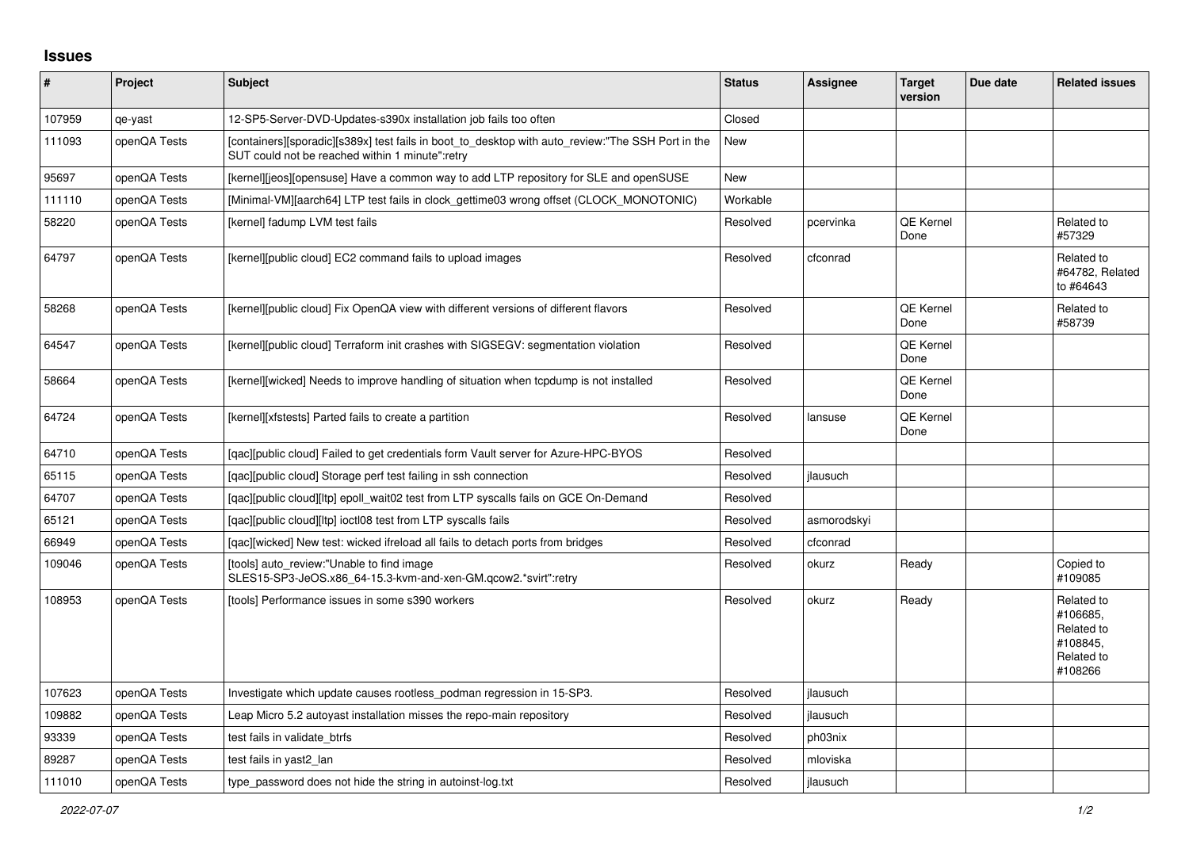# Issues

| # | Project | Subject | Status | Assignee | Target version | Due date | Related issues |
|---|---|---|---|---|---|---|---|
| 107959 | qe-yast | 12-SP5-Server-DVD-Updates-s390x installation job fails too often | Closed | | | | |
| 111093 | openQA Tests | [containers][sporadic][s389x] test fails in boot_to_desktop with auto_review:"The SSH Port in the SUT could not be reached within 1 minute":retry | New | | | | |
| 95697 | openQA Tests | [kernel][jeos][opensuse] Have a common way to add LTP repository for SLE and openSUSE | New | | | | |
| 111110 | openQA Tests | [Minimal-VM][aarch64] LTP test fails in clock_gettime03 wrong offset (CLOCK_MONOTONIC) | Workable | | | | |
| 58220 | openQA Tests | [kernel] fadump LVM test fails | Resolved | pcervinka | QE Kernel Done | | Related to #57329 |
| 64797 | openQA Tests | [kernel][public cloud] EC2 command fails to upload images | Resolved | cfconrad | | | Related to #64782, Related to #64643 |
| 58268 | openQA Tests | [kernel][public cloud] Fix OpenQA view with different versions of different flavors | Resolved | | QE Kernel Done | | Related to #58739 |
| 64547 | openQA Tests | [kernel][public cloud] Terraform init crashes with SIGSEGV: segmentation violation | Resolved | | QE Kernel Done | | |
| 58664 | openQA Tests | [kernel][wicked] Needs to improve handling of situation when tcpdump is not installed | Resolved | | QE Kernel Done | | |
| 64724 | openQA Tests | [kernel][xfstests] Parted fails to create a partition | Resolved | lansuse | QE Kernel Done | | |
| 64710 | openQA Tests | [qac][public cloud] Failed to get credentials form Vault server for Azure-HPC-BYOS | Resolved | | | | |
| 65115 | openQA Tests | [qac][public cloud] Storage perf test failing in ssh connection | Resolved | jlausuch | | | |
| 64707 | openQA Tests | [qac][public cloud][ltp] epoll_wait02 test from LTP syscalls fails on GCE On-Demand | Resolved | | | | |
| 65121 | openQA Tests | [qac][public cloud][ltp] ioctl08 test from LTP syscalls fails | Resolved | asmorodskyi | | | |
| 66949 | openQA Tests | [qac][wicked] New test: wicked ifreload all fails to detach ports from bridges | Resolved | cfconrad | | | |
| 109046 | openQA Tests | [tools] auto_review:"Unable to find image SLES15-SP3-JeOS.x86_64-15.3-kvm-and-xen-GM.qcow2.*svirt":retry | Resolved | okurz | Ready | | Copied to #109085 |
| 108953 | openQA Tests | [tools] Performance issues in some s390 workers | Resolved | okurz | Ready | | Related to #106685, Related to #108845, Related to #108266 |
| 107623 | openQA Tests | Investigate which update causes rootless_podman regression in 15-SP3. | Resolved | jlausuch | | | |
| 109882 | openQA Tests | Leap Micro 5.2 autoyast installation misses the repo-main repository | Resolved | jlausuch | | | |
| 93339 | openQA Tests | test fails in validate_btrfs | Resolved | ph03nix | | | |
| 89287 | openQA Tests | test fails in yast2_lan | Resolved | mloviska | | | |
| 111010 | openQA Tests | type_password does not hide the string in autoinst-log.txt | Resolved | jlausuch | | | |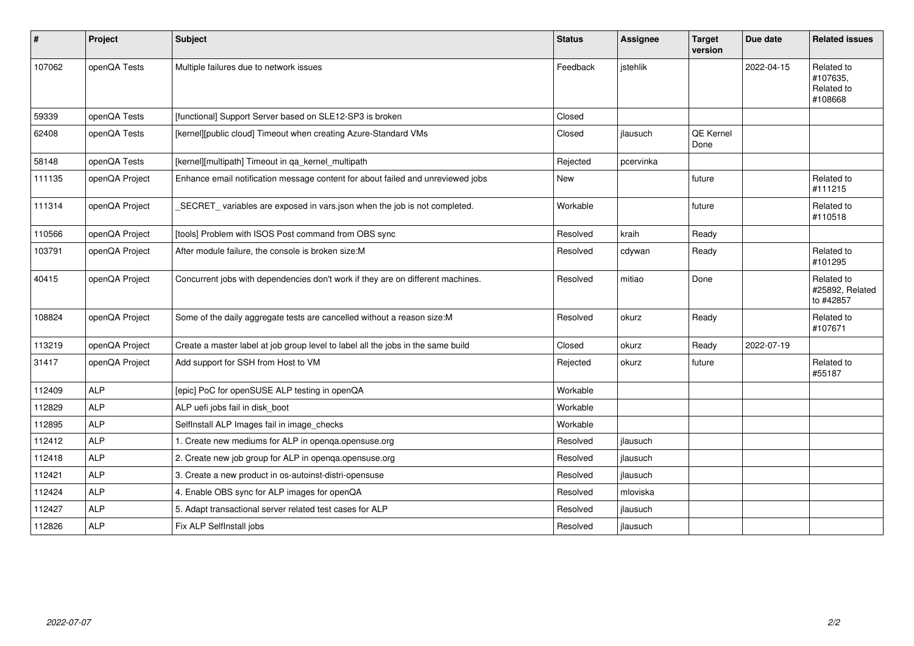| # | Project | Subject | Status | Assignee | Target version | Due date | Related issues |
|---|---|---|---|---|---|---|---|
| 107062 | openQA Tests | Multiple failures due to network issues | Feedback | jstehlik | | 2022-04-15 | Related to #107635, Related to #108668 |
| 59339 | openQA Tests | [functional] Support Server based on SLE12-SP3 is broken | Closed | | | | |
| 62408 | openQA Tests | [kernel][public cloud] Timeout when creating Azure-Standard VMs | Closed | jlausuch | QE Kernel Done | | |
| 58148 | openQA Tests | [kernel][multipath] Timeout in qa_kernel_multipath | Rejected | pcervinka | | | |
| 111135 | openQA Project | Enhance email notification message content for about failed and unreviewed jobs | New | | future | | Related to #111215 |
| 111314 | openQA Project | _SECRET_ variables are exposed in vars.json when the job is not completed. | Workable | | future | | Related to #110518 |
| 110566 | openQA Project | [tools] Problem with ISOS Post command from OBS sync | Resolved | kraih | Ready | | |
| 103791 | openQA Project | After module failure, the console is broken size:M | Resolved | cdywan | Ready | | Related to #101295 |
| 40415 | openQA Project | Concurrent jobs with dependencies don't work if they are on different machines. | Resolved | mitiao | Done | | Related to #25892, Related to #42857 |
| 108824 | openQA Project | Some of the daily aggregate tests are cancelled without a reason size:M | Resolved | okurz | Ready | | Related to #107671 |
| 113219 | openQA Project | Create a master label at job group level to label all the jobs in the same build | Closed | okurz | Ready | 2022-07-19 | |
| 31417 | openQA Project | Add support for SSH from Host to VM | Rejected | okurz | future | | Related to #55187 |
| 112409 | ALP | [epic] PoC for openSUSE ALP testing in openQA | Workable | | | | |
| 112829 | ALP | ALP uefi jobs fail in disk_boot | Workable | | | | |
| 112895 | ALP | SelfInstall ALP Images fail in image_checks | Workable | | | | |
| 112412 | ALP | 1. Create new mediums for ALP in openqa.opensuse.org | Resolved | jlausuch | | | |
| 112418 | ALP | 2. Create new job group for ALP in openqa.opensuse.org | Resolved | jlausuch | | | |
| 112421 | ALP | 3. Create a new product in os-autoinst-distri-opensuse | Resolved | jlausuch | | | |
| 112424 | ALP | 4. Enable OBS sync for ALP images for openQA | Resolved | mloviska | | | |
| 112427 | ALP | 5. Adapt transactional server related test cases for ALP | Resolved | jlausuch | | | |
| 112826 | ALP | Fix ALP SelfInstall jobs | Resolved | jlausuch | | | |